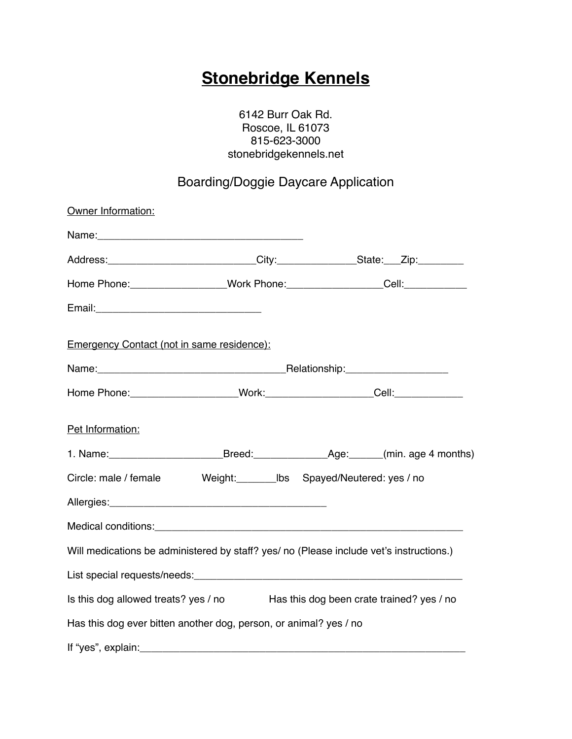# Stonebridge Kennels

6142 Burr Oak Rd.
Roscoe, IL 61073
815-623-3000
stonebridgekennels.net

## Boarding/Doggie Daycare Application

Owner Information:

Name:_____________________________________

Address:__________________________City:______________State:___Zip:________

Home Phone:_________________Work Phone:_________________Cell:___________

Email:______________________________

Emergency Contact (not in same residence):

Name:_________________________________Relationship:__________________

Home Phone:___________________Work:___________________Cell:____________

Pet Information:

1. Name:____________________Breed:_____________Age:______(min. age 4 months)

Circle: male / female  Weight:_______lbs  Spayed/Neutered: yes / no

Allergies:________________________________________

Medical conditions:________________________________________________________

Will medications be administered by staff? yes/ no (Please include vet's instructions.)

List special requests/needs:_______________________________________________

Is this dog allowed treats? yes / no  Has this dog been crate trained? yes / no

Has this dog ever bitten another dog, person, or animal? yes / no

If "yes", explain:_____________________________________________________________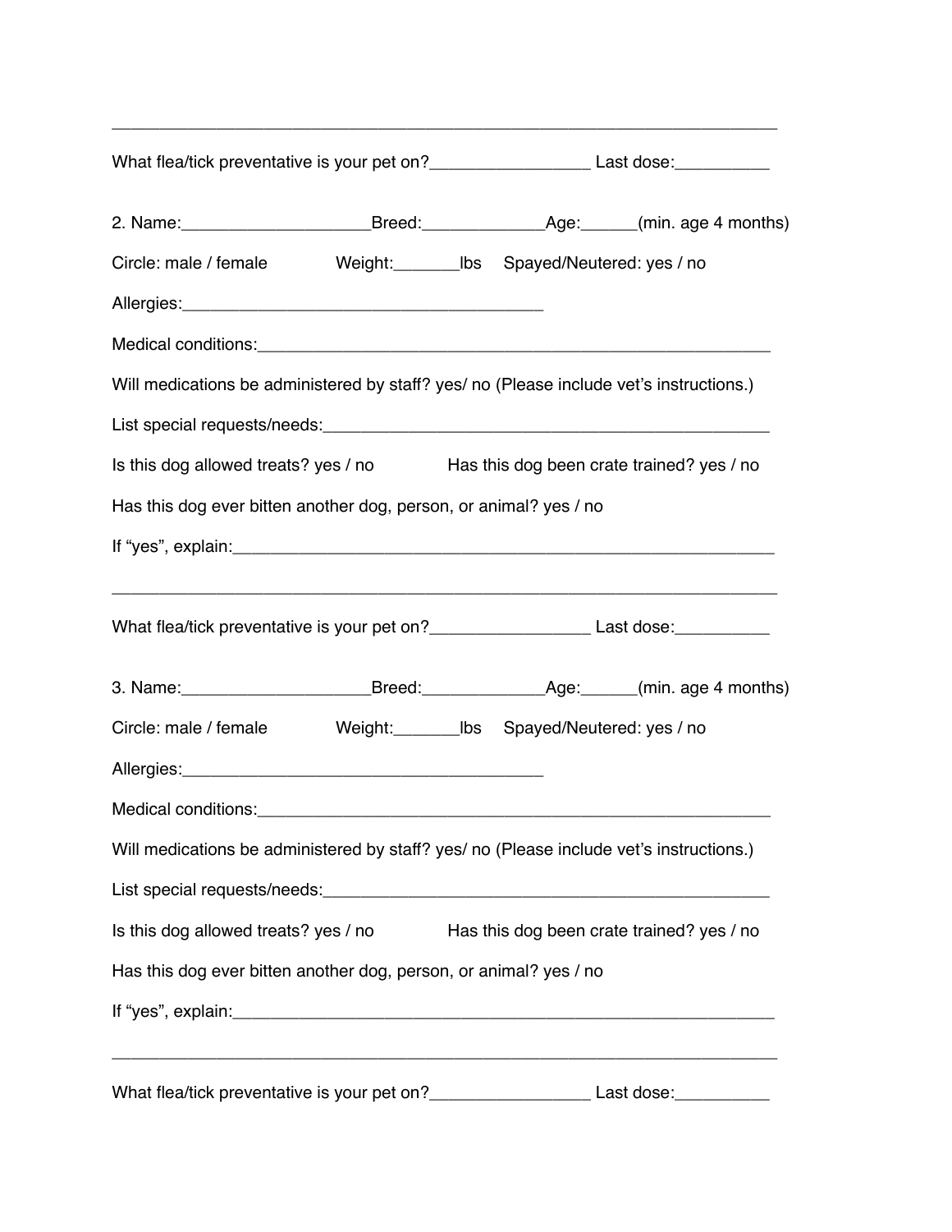_____________________________________________________________________

What flea/tick preventative is your pet on?_________________ Last dose:__________

2. Name:____________________Breed:_____________Age:______(min. age 4 months)

Circle: male / female Weight:_______lbs Spayed/Neutered: yes / no

Allergies:_______________________________________

Medical conditions:________________________________________________________

Will medications be administered by staff? yes/ no (Please include vet's instructions.)

List special requests/needs:__________________________________________________

Is this dog allowed treats? yes / no Has this dog been crate trained? yes / no

Has this dog ever bitten another dog, person, or animal? yes / no

If "yes", explain:__________________________________________________________

_____________________________________________________________________

What flea/tick preventative is your pet on?_________________ Last dose:__________

3. Name:____________________Breed:_____________Age:______(min. age 4 months)

Circle: male / female Weight:_______lbs Spayed/Neutered: yes / no

Allergies:_______________________________________

Medical conditions:________________________________________________________

Will medications be administered by staff? yes/ no (Please include vet's instructions.)

List special requests/needs:__________________________________________________

Is this dog allowed treats? yes / no Has this dog been crate trained? yes / no

Has this dog ever bitten another dog, person, or animal? yes / no

If "yes", explain:__________________________________________________________

_____________________________________________________________________

What flea/tick preventative is your pet on?_________________ Last dose:__________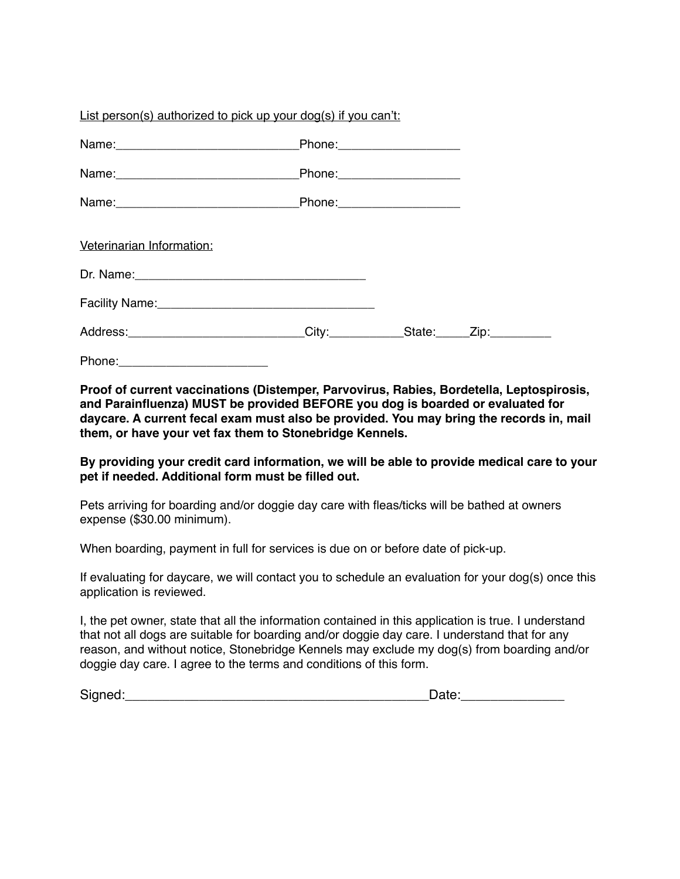List person(s) authorized to pick up your dog(s) if you can't:

Name:___________________________Phone:__________________

Name:___________________________Phone:__________________

Name:___________________________Phone:__________________

Veterinarian Information:

Dr. Name:__________________________________

Facility Name:_______________________________

Address:_________________________City:__________State:_____Zip:_________

Phone:______________________

**Proof of current vaccinations (Distemper, Parvovirus, Rabies, Bordetella, Leptospirosis, and Parainfluenza) MUST be provided BEFORE you dog is boarded or evaluated for daycare. A current fecal exam must also be provided. You may bring the records in, mail them, or have your vet fax them to Stonebridge Kennels.**

**By providing your credit card information, we will be able to provide medical care to your pet if needed. Additional form must be filled out.**

Pets arriving for boarding and/or doggie day care with fleas/ticks will be bathed at owners expense ($30.00 minimum).

When boarding, payment in full for services is due on or before date of pick-up.

If evaluating for daycare, we will contact you to schedule an evaluation for your dog(s) once this application is reviewed.

I, the pet owner, state that all the information contained in this application is true. I understand that not all dogs are suitable for boarding and/or doggie day care. I understand that for any reason, and without notice, Stonebridge Kennels may exclude my dog(s) from boarding and/or doggie day care. I agree to the terms and conditions of this form.

Signed:__________________________________________Date:______________